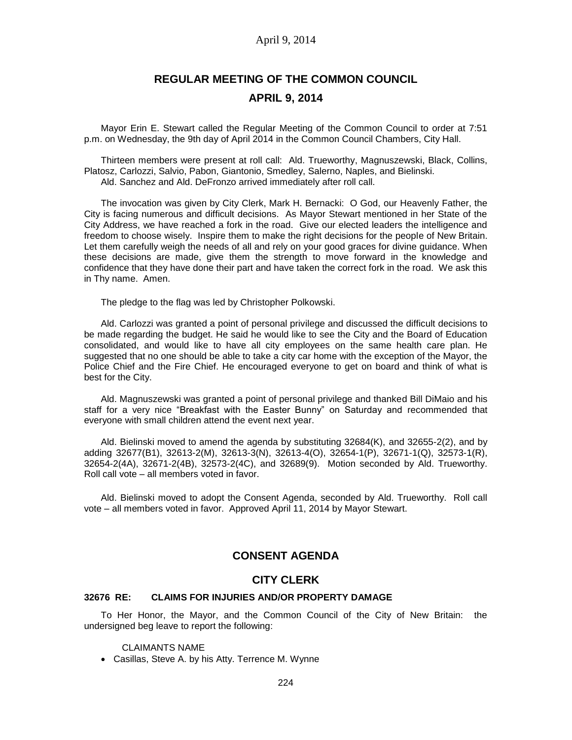# REGULAR MEETING OF THE COMMON COUNCIL

## APRIL 9, 2014

Mayor Erin E. Stewart called the Regular Meeting of the Common Council to order at 7:51 p.m. on Wednesday, the 9th day of April 2014 in the Common Council Chambers, City Hall.

Thirteen members were present at roll call: Ald. Trueworthy, Magnuszewski, Black, Collins, Platosz, Carlozzi, Salvio, Pabon, Giantonio, Smedley, Salerno, Naples, and Bielinski.
Ald. Sanchez and Ald. DeFronzo arrived immediately after roll call.

The invocation was given by City Clerk, Mark H. Bernacki: O God, our Heavenly Father, the City is facing numerous and difficult decisions. As Mayor Stewart mentioned in her State of the City Address, we have reached a fork in the road. Give our elected leaders the intelligence and freedom to choose wisely. Inspire them to make the right decisions for the people of New Britain. Let them carefully weigh the needs of all and rely on your good graces for divine guidance. When these decisions are made, give them the strength to move forward in the knowledge and confidence that they have done their part and have taken the correct fork in the road. We ask this in Thy name. Amen.

The pledge to the flag was led by Christopher Polkowski.

Ald. Carlozzi was granted a point of personal privilege and discussed the difficult decisions to be made regarding the budget. He said he would like to see the City and the Board of Education consolidated, and would like to have all city employees on the same health care plan. He suggested that no one should be able to take a city car home with the exception of the Mayor, the Police Chief and the Fire Chief. He encouraged everyone to get on board and think of what is best for the City.

Ald. Magnuszewski was granted a point of personal privilege and thanked Bill DiMaio and his staff for a very nice "Breakfast with the Easter Bunny" on Saturday and recommended that everyone with small children attend the event next year.

Ald. Bielinski moved to amend the agenda by substituting 32684(K), and 32655-2(2), and by adding 32677(B1), 32613-2(M), 32613-3(N), 32613-4(O), 32654-1(P), 32671-1(Q), 32573-1(R), 32654-2(4A), 32671-2(4B), 32573-2(4C), and 32689(9). Motion seconded by Ald. Trueworthy. Roll call vote – all members voted in favor.

Ald. Bielinski moved to adopt the Consent Agenda, seconded by Ald. Trueworthy. Roll call vote – all members voted in favor. Approved April 11, 2014 by Mayor Stewart.

## CONSENT AGENDA

## CITY CLERK

### 32676 RE: CLAIMS FOR INJURIES AND/OR PROPERTY DAMAGE

To Her Honor, the Mayor, and the Common Council of the City of New Britain: the undersigned beg leave to report the following:

CLAIMANTS NAME

- Casillas, Steve A. by his Atty. Terrence M. Wynne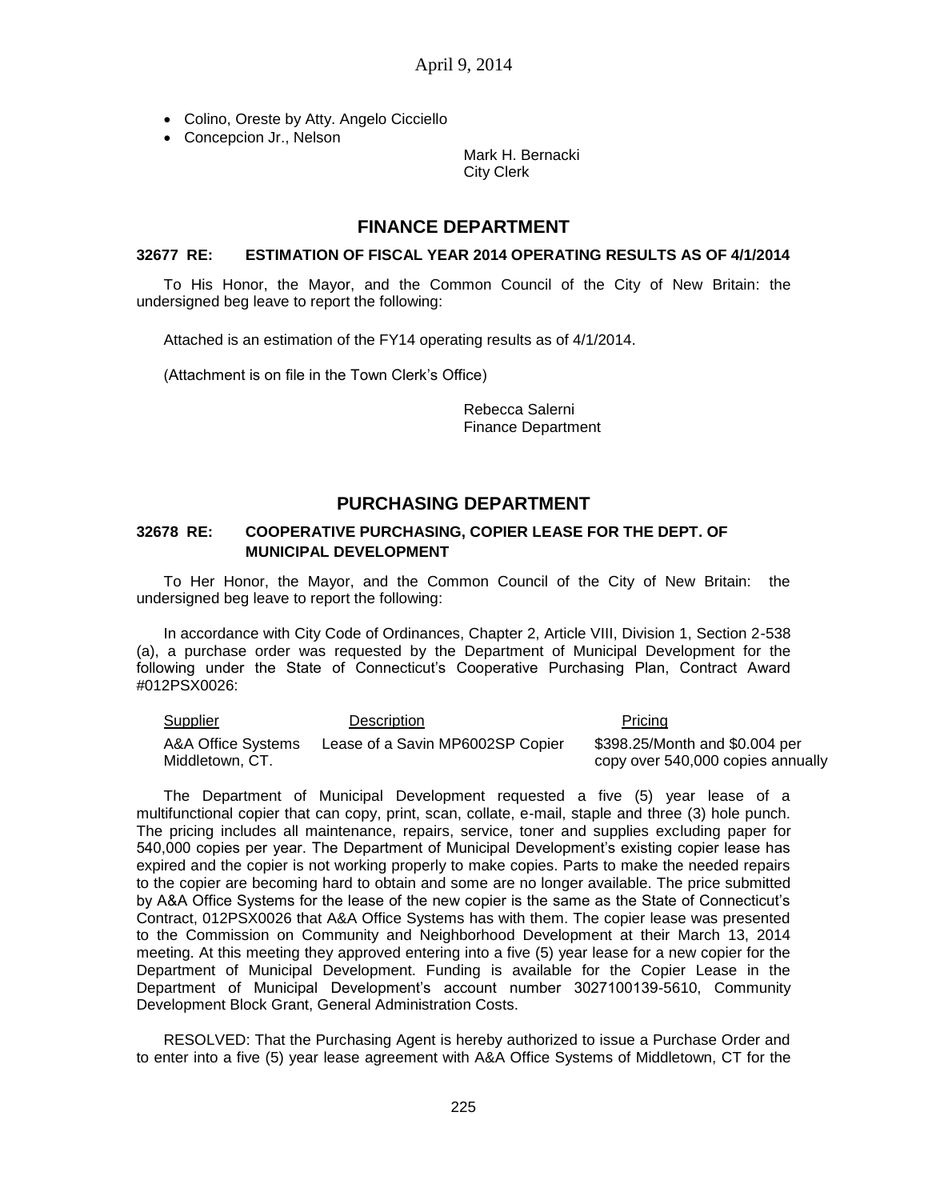- Colino, Oreste by Atty. Angelo Cicciello
- Concepcion Jr., Nelson

Mark H. Bernacki
City Clerk

## FINANCE DEPARTMENT

**32677 RE: ESTIMATION OF FISCAL YEAR 2014 OPERATING RESULTS AS OF 4/1/2014**

To His Honor, the Mayor, and the Common Council of the City of New Britain: the undersigned beg leave to report the following:

Attached is an estimation of the FY14 operating results as of 4/1/2014.

(Attachment is on file in the Town Clerk's Office)

Rebecca Salerni
Finance Department

## PURCHASING DEPARTMENT

**32678 RE: COOPERATIVE PURCHASING, COPIER LEASE FOR THE DEPT. OF MUNICIPAL DEVELOPMENT**

To Her Honor, the Mayor, and the Common Council of the City of New Britain: the undersigned beg leave to report the following:

In accordance with City Code of Ordinances, Chapter 2, Article VIII, Division 1, Section 2-538 (a), a purchase order was requested by the Department of Municipal Development for the following under the State of Connecticut's Cooperative Purchasing Plan, Contract Award #012PSX0026:

| Supplier | Description | Pricing |
| --- | --- | --- |
| A&A Office Systems Middletown, CT. | Lease of a Savin MP6002SP Copier | $398.25/Month and $0.004 per copy over 540,000 copies annually |

The Department of Municipal Development requested a five (5) year lease of a multifunctional copier that can copy, print, scan, collate, e-mail, staple and three (3) hole punch. The pricing includes all maintenance, repairs, service, toner and supplies excluding paper for 540,000 copies per year. The Department of Municipal Development's existing copier lease has expired and the copier is not working properly to make copies. Parts to make the needed repairs to the copier are becoming hard to obtain and some are no longer available. The price submitted by A&A Office Systems for the lease of the new copier is the same as the State of Connecticut's Contract, 012PSX0026 that A&A Office Systems has with them. The copier lease was presented to the Commission on Community and Neighborhood Development at their March 13, 2014 meeting. At this meeting they approved entering into a five (5) year lease for a new copier for the Department of Municipal Development. Funding is available for the Copier Lease in the Department of Municipal Development's account number 3027100139-5610, Community Development Block Grant, General Administration Costs.

RESOLVED: That the Purchasing Agent is hereby authorized to issue a Purchase Order and to enter into a five (5) year lease agreement with A&A Office Systems of Middletown, CT for the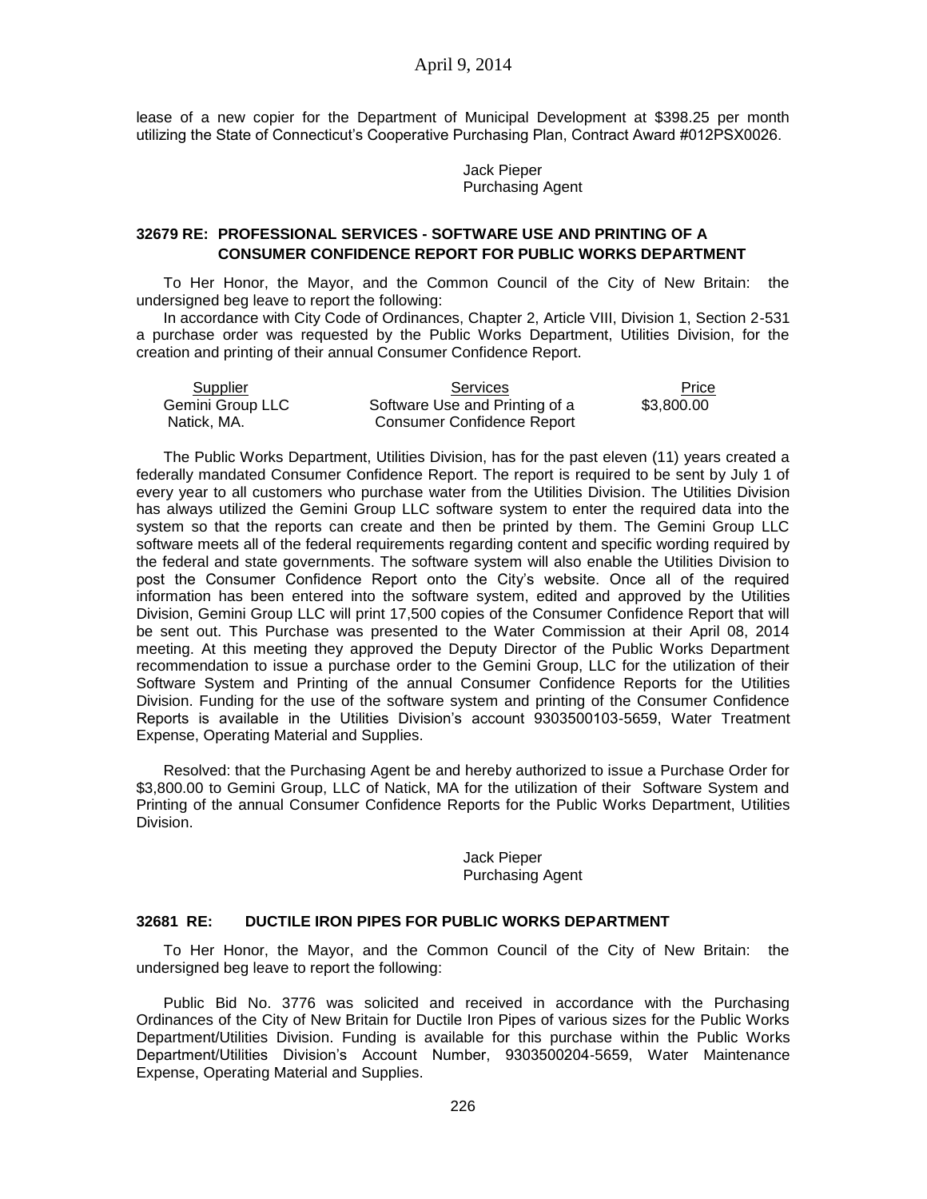lease of a new copier for the Department of Municipal Development at $398.25 per month utilizing the State of Connecticut's Cooperative Purchasing Plan, Contract Award #012PSX0026.

Jack Pieper
Purchasing Agent

### 32679 RE: PROFESSIONAL SERVICES - SOFTWARE USE AND PRINTING OF A CONSUMER CONFIDENCE REPORT FOR PUBLIC WORKS DEPARTMENT

To Her Honor, the Mayor, and the Common Council of the City of New Britain: the undersigned beg leave to report the following:

In accordance with City Code of Ordinances, Chapter 2, Article VIII, Division 1, Section 2-531 a purchase order was requested by the Public Works Department, Utilities Division, for the creation and printing of their annual Consumer Confidence Report.

| Supplier | Services | Price |
|---|---|---|
| Gemini Group LLC<br>Natick, MA. | Software Use and Printing of a<br>Consumer Confidence Report | $3,800.00 |

The Public Works Department, Utilities Division, has for the past eleven (11) years created a federally mandated Consumer Confidence Report. The report is required to be sent by July 1 of every year to all customers who purchase water from the Utilities Division. The Utilities Division has always utilized the Gemini Group LLC software system to enter the required data into the system so that the reports can create and then be printed by them. The Gemini Group LLC software meets all of the federal requirements regarding content and specific wording required by the federal and state governments. The software system will also enable the Utilities Division to post the Consumer Confidence Report onto the City's website. Once all of the required information has been entered into the software system, edited and approved by the Utilities Division, Gemini Group LLC will print 17,500 copies of the Consumer Confidence Report that will be sent out. This Purchase was presented to the Water Commission at their April 08, 2014 meeting. At this meeting they approved the Deputy Director of the Public Works Department recommendation to issue a purchase order to the Gemini Group, LLC for the utilization of their Software System and Printing of the annual Consumer Confidence Reports for the Utilities Division. Funding for the use of the software system and printing of the Consumer Confidence Reports is available in the Utilities Division's account 9303500103-5659, Water Treatment Expense, Operating Material and Supplies.

Resolved: that the Purchasing Agent be and hereby authorized to issue a Purchase Order for $3,800.00 to Gemini Group, LLC of Natick, MA for the utilization of their Software System and Printing of the annual Consumer Confidence Reports for the Public Works Department, Utilities Division.

Jack Pieper
Purchasing Agent

### 32681 RE: DUCTILE IRON PIPES FOR PUBLIC WORKS DEPARTMENT

To Her Honor, the Mayor, and the Common Council of the City of New Britain: the undersigned beg leave to report the following:

Public Bid No. 3776 was solicited and received in accordance with the Purchasing Ordinances of the City of New Britain for Ductile Iron Pipes of various sizes for the Public Works Department/Utilities Division. Funding is available for this purchase within the Public Works Department/Utilities Division's Account Number, 9303500204-5659, Water Maintenance Expense, Operating Material and Supplies.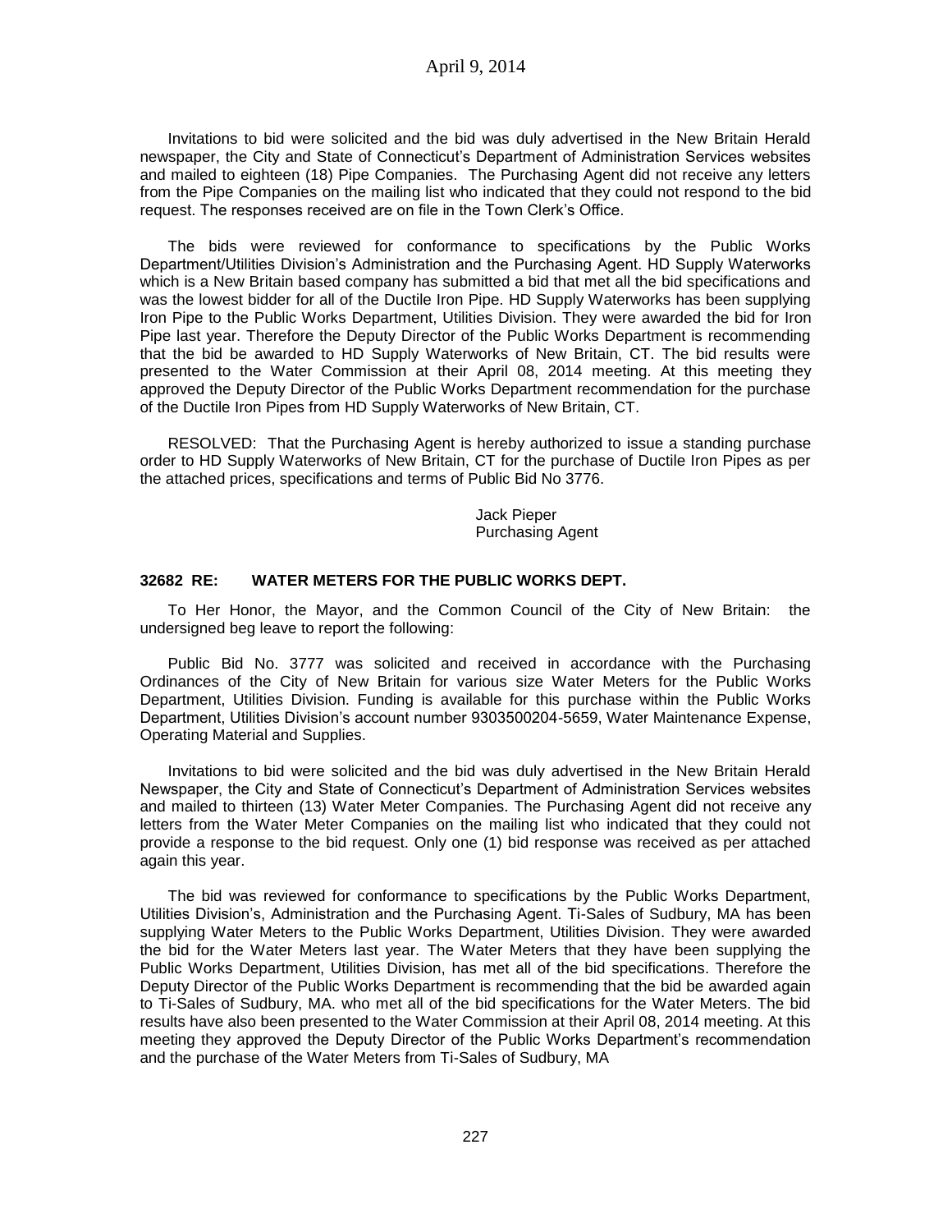Invitations to bid were solicited and the bid was duly advertised in the New Britain Herald newspaper, the City and State of Connecticut's Department of Administration Services websites and mailed to eighteen (18) Pipe Companies. The Purchasing Agent did not receive any letters from the Pipe Companies on the mailing list who indicated that they could not respond to the bid request. The responses received are on file in the Town Clerk's Office.

The bids were reviewed for conformance to specifications by the Public Works Department/Utilities Division's Administration and the Purchasing Agent. HD Supply Waterworks which is a New Britain based company has submitted a bid that met all the bid specifications and was the lowest bidder for all of the Ductile Iron Pipe. HD Supply Waterworks has been supplying Iron Pipe to the Public Works Department, Utilities Division. They were awarded the bid for Iron Pipe last year. Therefore the Deputy Director of the Public Works Department is recommending that the bid be awarded to HD Supply Waterworks of New Britain, CT. The bid results were presented to the Water Commission at their April 08, 2014 meeting. At this meeting they approved the Deputy Director of the Public Works Department recommendation for the purchase of the Ductile Iron Pipes from HD Supply Waterworks of New Britain, CT.

RESOLVED: That the Purchasing Agent is hereby authorized to issue a standing purchase order to HD Supply Waterworks of New Britain, CT for the purchase of Ductile Iron Pipes as per the attached prices, specifications and terms of Public Bid No 3776.

Jack Pieper
Purchasing Agent

### 32682 RE: WATER METERS FOR THE PUBLIC WORKS DEPT.

To Her Honor, the Mayor, and the Common Council of the City of New Britain: the undersigned beg leave to report the following:

Public Bid No. 3777 was solicited and received in accordance with the Purchasing Ordinances of the City of New Britain for various size Water Meters for the Public Works Department, Utilities Division. Funding is available for this purchase within the Public Works Department, Utilities Division's account number 9303500204-5659, Water Maintenance Expense, Operating Material and Supplies.

Invitations to bid were solicited and the bid was duly advertised in the New Britain Herald Newspaper, the City and State of Connecticut's Department of Administration Services websites and mailed to thirteen (13) Water Meter Companies. The Purchasing Agent did not receive any letters from the Water Meter Companies on the mailing list who indicated that they could not provide a response to the bid request. Only one (1) bid response was received as per attached again this year.

The bid was reviewed for conformance to specifications by the Public Works Department, Utilities Division's, Administration and the Purchasing Agent. Ti-Sales of Sudbury, MA has been supplying Water Meters to the Public Works Department, Utilities Division. They were awarded the bid for the Water Meters last year. The Water Meters that they have been supplying the Public Works Department, Utilities Division, has met all of the bid specifications. Therefore the Deputy Director of the Public Works Department is recommending that the bid be awarded again to Ti-Sales of Sudbury, MA. who met all of the bid specifications for the Water Meters. The bid results have also been presented to the Water Commission at their April 08, 2014 meeting. At this meeting they approved the Deputy Director of the Public Works Department's recommendation and the purchase of the Water Meters from Ti-Sales of Sudbury, MA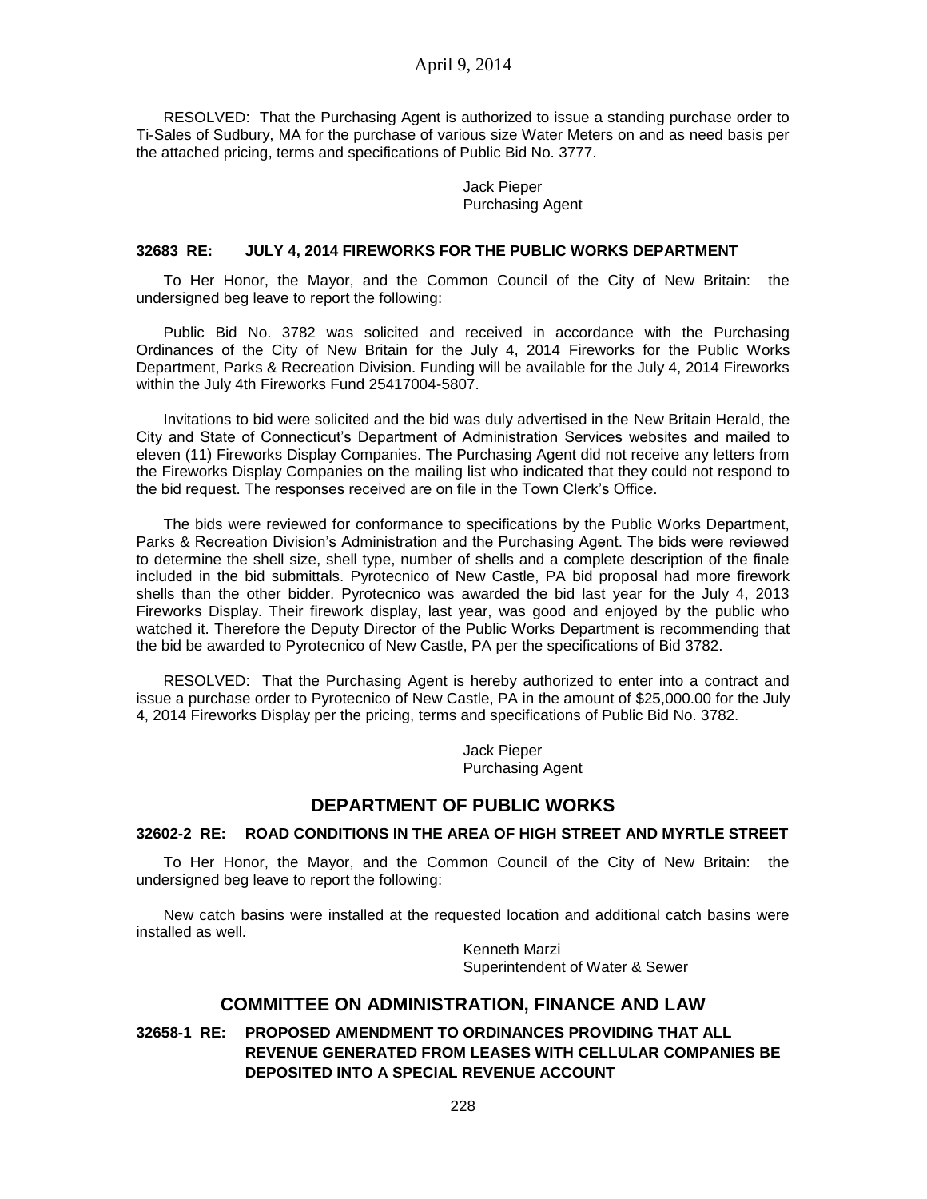RESOLVED: That the Purchasing Agent is authorized to issue a standing purchase order to Ti-Sales of Sudbury, MA for the purchase of various size Water Meters on and as need basis per the attached pricing, terms and specifications of Public Bid No. 3777.

Jack Pieper
Purchasing Agent

**32683 RE: JULY 4, 2014 FIREWORKS FOR THE PUBLIC WORKS DEPARTMENT**

To Her Honor, the Mayor, and the Common Council of the City of New Britain: the undersigned beg leave to report the following:

Public Bid No. 3782 was solicited and received in accordance with the Purchasing Ordinances of the City of New Britain for the July 4, 2014 Fireworks for the Public Works Department, Parks & Recreation Division. Funding will be available for the July 4, 2014 Fireworks within the July 4th Fireworks Fund 25417004-5807.

Invitations to bid were solicited and the bid was duly advertised in the New Britain Herald, the City and State of Connecticut's Department of Administration Services websites and mailed to eleven (11) Fireworks Display Companies. The Purchasing Agent did not receive any letters from the Fireworks Display Companies on the mailing list who indicated that they could not respond to the bid request. The responses received are on file in the Town Clerk's Office.

The bids were reviewed for conformance to specifications by the Public Works Department, Parks & Recreation Division's Administration and the Purchasing Agent. The bids were reviewed to determine the shell size, shell type, number of shells and a complete description of the finale included in the bid submittals. Pyrotecnico of New Castle, PA bid proposal had more firework shells than the other bidder. Pyrotecnico was awarded the bid last year for the July 4, 2013 Fireworks Display. Their firework display, last year, was good and enjoyed by the public who watched it. Therefore the Deputy Director of the Public Works Department is recommending that the bid be awarded to Pyrotecnico of New Castle, PA per the specifications of Bid 3782.

RESOLVED: That the Purchasing Agent is hereby authorized to enter into a contract and issue a purchase order to Pyrotecnico of New Castle, PA in the amount of $25,000.00 for the July 4, 2014 Fireworks Display per the pricing, terms and specifications of Public Bid No. 3782.

Jack Pieper
Purchasing Agent

## DEPARTMENT OF PUBLIC WORKS

**32602-2 RE: ROAD CONDITIONS IN THE AREA OF HIGH STREET AND MYRTLE STREET**

To Her Honor, the Mayor, and the Common Council of the City of New Britain: the undersigned beg leave to report the following:

New catch basins were installed at the requested location and additional catch basins were installed as well.

Kenneth Marzi
Superintendent of Water & Sewer

## COMMITTEE ON ADMINISTRATION, FINANCE AND LAW

**32658-1 RE: PROPOSED AMENDMENT TO ORDINANCES PROVIDING THAT ALL REVENUE GENERATED FROM LEASES WITH CELLULAR COMPANIES BE DEPOSITED INTO A SPECIAL REVENUE ACCOUNT**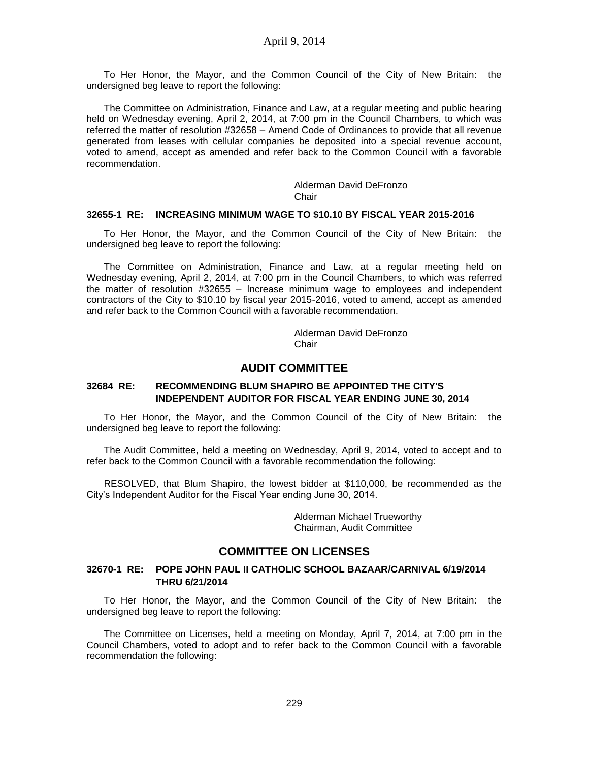To Her Honor, the Mayor, and the Common Council of the City of New Britain: the undersigned beg leave to report the following:

The Committee on Administration, Finance and Law, at a regular meeting and public hearing held on Wednesday evening, April 2, 2014, at 7:00 pm in the Council Chambers, to which was referred the matter of resolution #32658 – Amend Code of Ordinances to provide that all revenue generated from leases with cellular companies be deposited into a special revenue account, voted to amend, accept as amended and refer back to the Common Council with a favorable recommendation.

Alderman David DeFronzo
Chair

#### 32655-1 RE: INCREASING MINIMUM WAGE TO $10.10 BY FISCAL YEAR 2015-2016

To Her Honor, the Mayor, and the Common Council of the City of New Britain: the undersigned beg leave to report the following:

The Committee on Administration, Finance and Law, at a regular meeting held on Wednesday evening, April 2, 2014, at 7:00 pm in the Council Chambers, to which was referred the matter of resolution #32655 – Increase minimum wage to employees and independent contractors of the City to $10.10 by fiscal year 2015-2016, voted to amend, accept as amended and refer back to the Common Council with a favorable recommendation.

Alderman David DeFronzo
Chair

## AUDIT COMMITTEE

#### 32684 RE: RECOMMENDING BLUM SHAPIRO BE APPOINTED THE CITY'S INDEPENDENT AUDITOR FOR FISCAL YEAR ENDING JUNE 30, 2014

To Her Honor, the Mayor, and the Common Council of the City of New Britain: the undersigned beg leave to report the following:

The Audit Committee, held a meeting on Wednesday, April 9, 2014, voted to accept and to refer back to the Common Council with a favorable recommendation the following:

RESOLVED, that Blum Shapiro, the lowest bidder at $110,000, be recommended as the City's Independent Auditor for the Fiscal Year ending June 30, 2014.

Alderman Michael Trueworthy
Chairman, Audit Committee

## COMMITTEE ON LICENSES

#### 32670-1 RE: POPE JOHN PAUL II CATHOLIC SCHOOL BAZAAR/CARNIVAL 6/19/2014 THRU 6/21/2014

To Her Honor, the Mayor, and the Common Council of the City of New Britain: the undersigned beg leave to report the following:

The Committee on Licenses, held a meeting on Monday, April 7, 2014, at 7:00 pm in the Council Chambers, voted to adopt and to refer back to the Common Council with a favorable recommendation the following: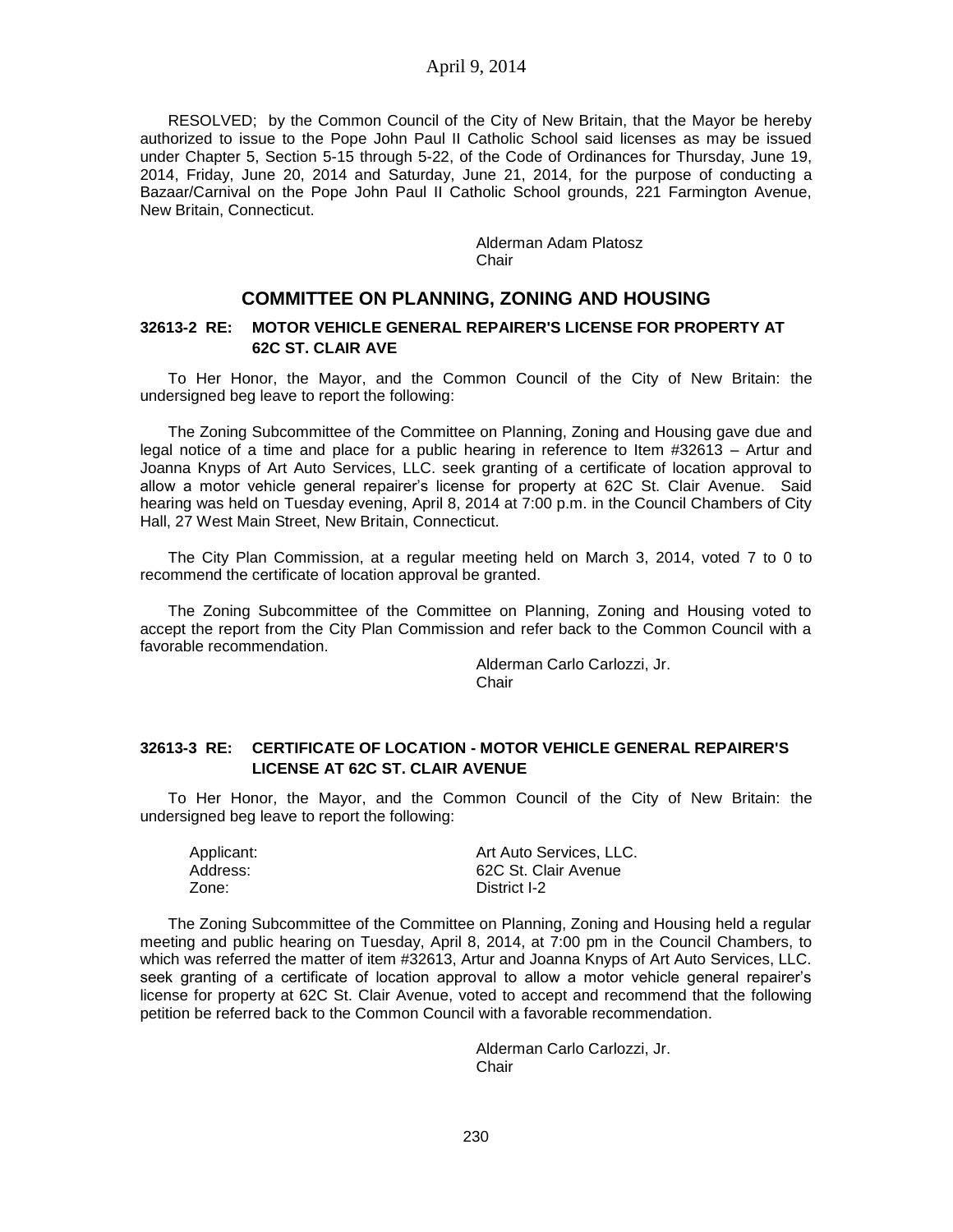RESOLVED; by the Common Council of the City of New Britain, that the Mayor be hereby authorized to issue to the Pope John Paul II Catholic School said licenses as may be issued under Chapter 5, Section 5-15 through 5-22, of the Code of Ordinances for Thursday, June 19, 2014, Friday, June 20, 2014 and Saturday, June 21, 2014, for the purpose of conducting a Bazaar/Carnival on the Pope John Paul II Catholic School grounds, 221 Farmington Avenue, New Britain, Connecticut.

Alderman Adam Platosz
Chair

## COMMITTEE ON PLANNING, ZONING AND HOUSING

### 32613-2 RE: MOTOR VEHICLE GENERAL REPAIRER'S LICENSE FOR PROPERTY AT 62C ST. CLAIR AVE

To Her Honor, the Mayor, and the Common Council of the City of New Britain: the undersigned beg leave to report the following:

The Zoning Subcommittee of the Committee on Planning, Zoning and Housing gave due and legal notice of a time and place for a public hearing in reference to Item #32613 – Artur and Joanna Knyps of Art Auto Services, LLC. seek granting of a certificate of location approval to allow a motor vehicle general repairer's license for property at 62C St. Clair Avenue. Said hearing was held on Tuesday evening, April 8, 2014 at 7:00 p.m. in the Council Chambers of City Hall, 27 West Main Street, New Britain, Connecticut.

The City Plan Commission, at a regular meeting held on March 3, 2014, voted 7 to 0 to recommend the certificate of location approval be granted.

The Zoning Subcommittee of the Committee on Planning, Zoning and Housing voted to accept the report from the City Plan Commission and refer back to the Common Council with a favorable recommendation.

Alderman Carlo Carlozzi, Jr.
Chair

### 32613-3 RE: CERTIFICATE OF LOCATION - MOTOR VEHICLE GENERAL REPAIRER'S LICENSE AT 62C ST. CLAIR AVENUE

To Her Honor, the Mayor, and the Common Council of the City of New Britain: the undersigned beg leave to report the following:

Applicant: Art Auto Services, LLC.
Address: 62C St. Clair Avenue
Zone: District I-2

The Zoning Subcommittee of the Committee on Planning, Zoning and Housing held a regular meeting and public hearing on Tuesday, April 8, 2014, at 7:00 pm in the Council Chambers, to which was referred the matter of item #32613, Artur and Joanna Knyps of Art Auto Services, LLC. seek granting of a certificate of location approval to allow a motor vehicle general repairer's license for property at 62C St. Clair Avenue, voted to accept and recommend that the following petition be referred back to the Common Council with a favorable recommendation.

Alderman Carlo Carlozzi, Jr.
Chair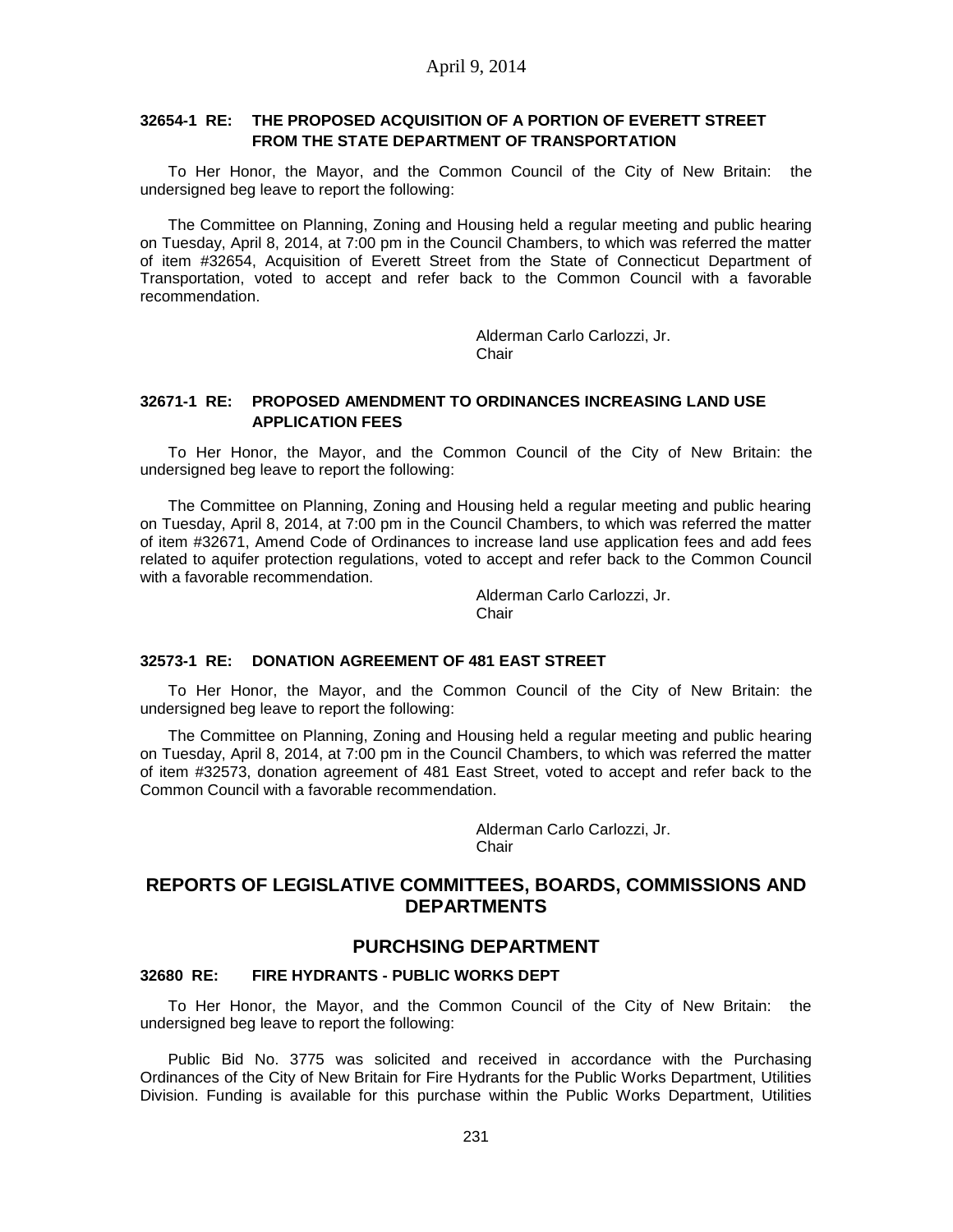### 32654-1 RE: THE PROPOSED ACQUISITION OF A PORTION OF EVERETT STREET FROM THE STATE DEPARTMENT OF TRANSPORTATION

To Her Honor, the Mayor, and the Common Council of the City of New Britain: the undersigned beg leave to report the following:

The Committee on Planning, Zoning and Housing held a regular meeting and public hearing on Tuesday, April 8, 2014, at 7:00 pm in the Council Chambers, to which was referred the matter of item #32654, Acquisition of Everett Street from the State of Connecticut Department of Transportation, voted to accept and refer back to the Common Council with a favorable recommendation.

Alderman Carlo Carlozzi, Jr.
Chair

### 32671-1 RE: PROPOSED AMENDMENT TO ORDINANCES INCREASING LAND USE APPLICATION FEES

To Her Honor, the Mayor, and the Common Council of the City of New Britain: the undersigned beg leave to report the following:

The Committee on Planning, Zoning and Housing held a regular meeting and public hearing on Tuesday, April 8, 2014, at 7:00 pm in the Council Chambers, to which was referred the matter of item #32671, Amend Code of Ordinances to increase land use application fees and add fees related to aquifer protection regulations, voted to accept and refer back to the Common Council with a favorable recommendation.

Alderman Carlo Carlozzi, Jr.
Chair

### 32573-1 RE: DONATION AGREEMENT OF 481 EAST STREET

To Her Honor, the Mayor, and the Common Council of the City of New Britain: the undersigned beg leave to report the following:

The Committee on Planning, Zoning and Housing held a regular meeting and public hearing on Tuesday, April 8, 2014, at 7:00 pm in the Council Chambers, to which was referred the matter of item #32573, donation agreement of 481 East Street, voted to accept and refer back to the Common Council with a favorable recommendation.

Alderman Carlo Carlozzi, Jr.
Chair

## REPORTS OF LEGISLATIVE COMMITTEES, BOARDS, COMMISSIONS AND DEPARTMENTS

## PURCHSING DEPARTMENT

### 32680 RE: FIRE HYDRANTS - PUBLIC WORKS DEPT

To Her Honor, the Mayor, and the Common Council of the City of New Britain: the undersigned beg leave to report the following:

Public Bid No. 3775 was solicited and received in accordance with the Purchasing Ordinances of the City of New Britain for Fire Hydrants for the Public Works Department, Utilities Division. Funding is available for this purchase within the Public Works Department, Utilities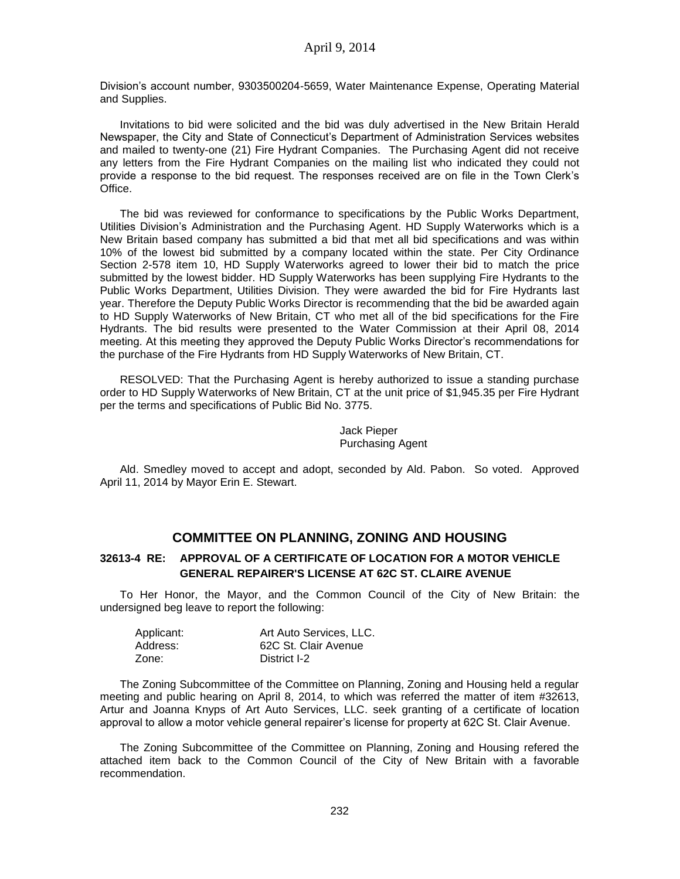Division's account number, 9303500204-5659, Water Maintenance Expense, Operating Material and Supplies.

Invitations to bid were solicited and the bid was duly advertised in the New Britain Herald Newspaper, the City and State of Connecticut's Department of Administration Services websites and mailed to twenty-one (21) Fire Hydrant Companies. The Purchasing Agent did not receive any letters from the Fire Hydrant Companies on the mailing list who indicated they could not provide a response to the bid request. The responses received are on file in the Town Clerk's Office.

The bid was reviewed for conformance to specifications by the Public Works Department, Utilities Division's Administration and the Purchasing Agent. HD Supply Waterworks which is a New Britain based company has submitted a bid that met all bid specifications and was within 10% of the lowest bid submitted by a company located within the state. Per City Ordinance Section 2-578 item 10, HD Supply Waterworks agreed to lower their bid to match the price submitted by the lowest bidder. HD Supply Waterworks has been supplying Fire Hydrants to the Public Works Department, Utilities Division. They were awarded the bid for Fire Hydrants last year. Therefore the Deputy Public Works Director is recommending that the bid be awarded again to HD Supply Waterworks of New Britain, CT who met all of the bid specifications for the Fire Hydrants. The bid results were presented to the Water Commission at their April 08, 2014 meeting. At this meeting they approved the Deputy Public Works Director's recommendations for the purchase of the Fire Hydrants from HD Supply Waterworks of New Britain, CT.

RESOLVED: That the Purchasing Agent is hereby authorized to issue a standing purchase order to HD Supply Waterworks of New Britain, CT at the unit price of $1,945.35 per Fire Hydrant per the terms and specifications of Public Bid No. 3775.

Jack Pieper
Purchasing Agent

Ald. Smedley moved to accept and adopt, seconded by Ald. Pabon. So voted. Approved April 11, 2014 by Mayor Erin E. Stewart.

## COMMITTEE ON PLANNING, ZONING AND HOUSING

### 32613-4 RE: APPROVAL OF A CERTIFICATE OF LOCATION FOR A MOTOR VEHICLE GENERAL REPAIRER'S LICENSE AT 62C ST. CLAIRE AVENUE

To Her Honor, the Mayor, and the Common Council of the City of New Britain: the undersigned beg leave to report the following:

| | |
|---|---|
| Applicant: | Art Auto Services, LLC. |
| Address: | 62C St. Clair Avenue |
| Zone: | District I-2 |

The Zoning Subcommittee of the Committee on Planning, Zoning and Housing held a regular meeting and public hearing on April 8, 2014, to which was referred the matter of item #32613, Artur and Joanna Knyps of Art Auto Services, LLC. seek granting of a certificate of location approval to allow a motor vehicle general repairer's license for property at 62C St. Clair Avenue.

The Zoning Subcommittee of the Committee on Planning, Zoning and Housing refered the attached item back to the Common Council of the City of New Britain with a favorable recommendation.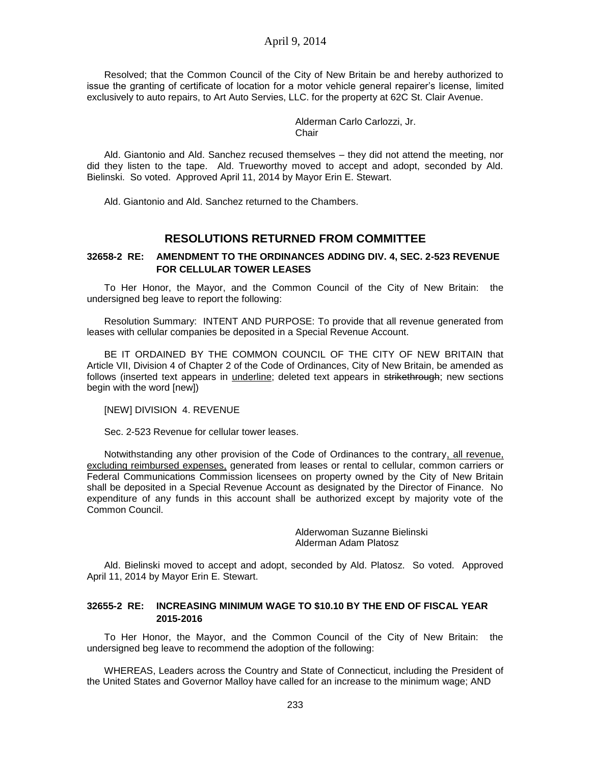Resolved; that the Common Council of the City of New Britain be and hereby authorized to issue the granting of certificate of location for a motor vehicle general repairer's license, limited exclusively to auto repairs, to Art Auto Servies, LLC. for the property at 62C St. Clair Avenue.

Alderman Carlo Carlozzi, Jr.
Chair

Ald. Giantonio and Ald. Sanchez recused themselves – they did not attend the meeting, nor did they listen to the tape. Ald. Trueworthy moved to accept and adopt, seconded by Ald. Bielinski. So voted. Approved April 11, 2014 by Mayor Erin E. Stewart.

Ald. Giantonio and Ald. Sanchez returned to the Chambers.

## RESOLUTIONS RETURNED FROM COMMITTEE

### 32658-2 RE: AMENDMENT TO THE ORDINANCES ADDING DIV. 4, SEC. 2-523 REVENUE FOR CELLULAR TOWER LEASES

To Her Honor, the Mayor, and the Common Council of the City of New Britain: the undersigned beg leave to report the following:

Resolution Summary: INTENT AND PURPOSE: To provide that all revenue generated from leases with cellular companies be deposited in a Special Revenue Account.

BE IT ORDAINED BY THE COMMON COUNCIL OF THE CITY OF NEW BRITAIN that Article VII, Division 4 of Chapter 2 of the Code of Ordinances, City of New Britain, be amended as follows (inserted text appears in <u>underline</u>; deleted text appears in ~~strikethrough~~; new sections begin with the word [new])

[NEW] DIVISION 4. REVENUE

Sec. 2-523 Revenue for cellular tower leases.

Notwithstanding any other provision of the Code of Ordinances to the contrary<u>, all revenue, excluding reimbursed expenses,</u> generated from leases or rental to cellular, common carriers or Federal Communications Commission licensees on property owned by the City of New Britain shall be deposited in a Special Revenue Account as designated by the Director of Finance. No expenditure of any funds in this account shall be authorized except by majority vote of the Common Council.

Alderwoman Suzanne Bielinski
Alderman Adam Platosz

Ald. Bielinski moved to accept and adopt, seconded by Ald. Platosz. So voted. Approved April 11, 2014 by Mayor Erin E. Stewart.

### 32655-2 RE: INCREASING MINIMUM WAGE TO $10.10 BY THE END OF FISCAL YEAR 2015-2016

To Her Honor, the Mayor, and the Common Council of the City of New Britain: the undersigned beg leave to recommend the adoption of the following:

WHEREAS, Leaders across the Country and State of Connecticut, including the President of the United States and Governor Malloy have called for an increase to the minimum wage; AND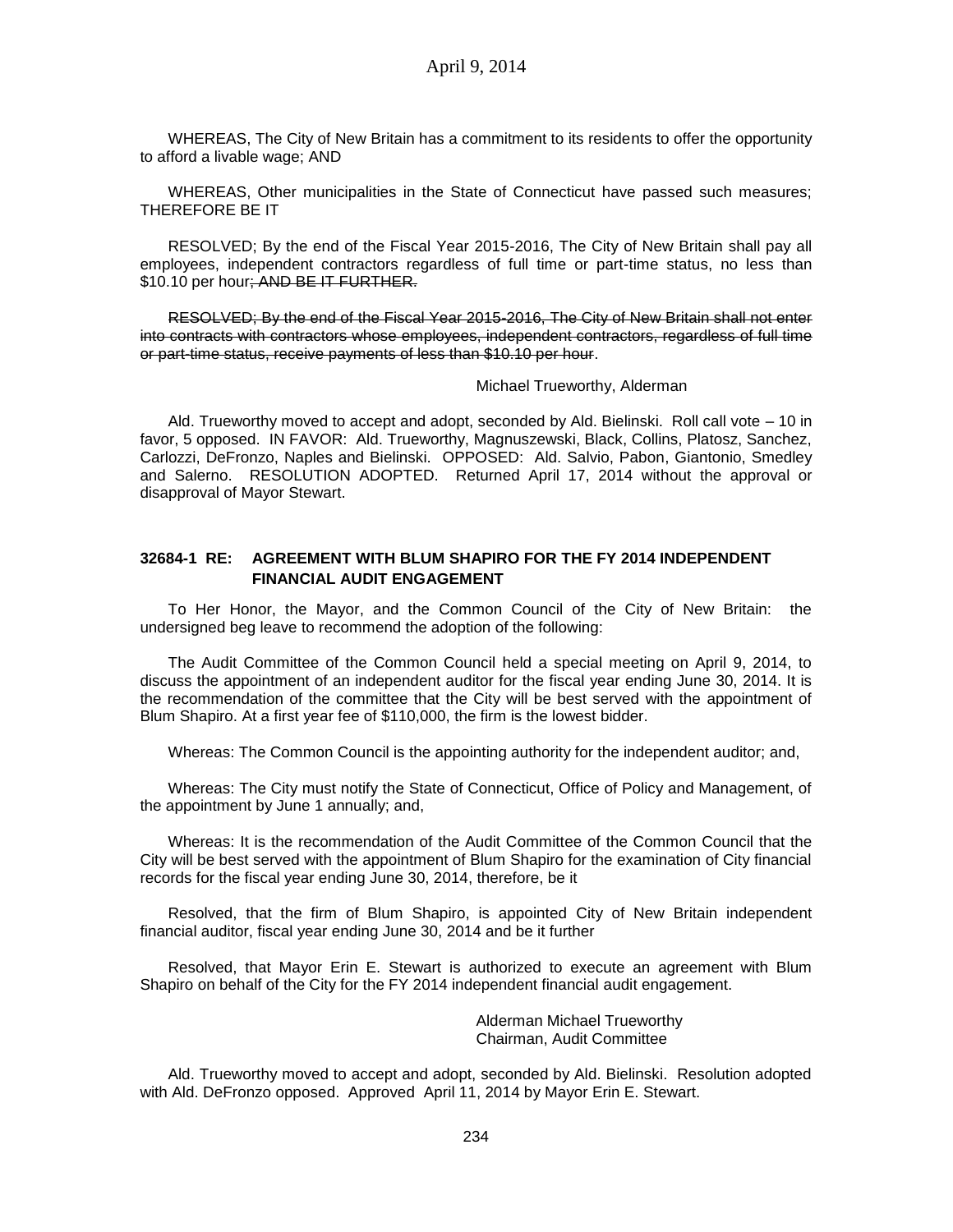WHEREAS, The City of New Britain has a commitment to its residents to offer the opportunity to afford a livable wage; AND

WHEREAS, Other municipalities in the State of Connecticut have passed such measures; THEREFORE BE IT

RESOLVED; By the end of the Fiscal Year 2015-2016, The City of New Britain shall pay all employees, independent contractors regardless of full time or part-time status, no less than $10.10 per hour~~; AND BE IT FURTHER.~~

~~RESOLVED; By the end of the Fiscal Year 2015-2016, The City of New Britain shall not enter into contracts with contractors whose employees, independent contractors, regardless of full time or part-time status, receive payments of less than $10.10 per hour~~.

Michael Trueworthy, Alderman

Ald. Trueworthy moved to accept and adopt, seconded by Ald. Bielinski. Roll call vote – 10 in favor, 5 opposed. IN FAVOR: Ald. Trueworthy, Magnuszewski, Black, Collins, Platosz, Sanchez, Carlozzi, DeFronzo, Naples and Bielinski. OPPOSED: Ald. Salvio, Pabon, Giantonio, Smedley and Salerno. RESOLUTION ADOPTED. Returned April 17, 2014 without the approval or disapproval of Mayor Stewart.

### 32684-1 RE: AGREEMENT WITH BLUM SHAPIRO FOR THE FY 2014 INDEPENDENT FINANCIAL AUDIT ENGAGEMENT

To Her Honor, the Mayor, and the Common Council of the City of New Britain: the undersigned beg leave to recommend the adoption of the following:

The Audit Committee of the Common Council held a special meeting on April 9, 2014, to discuss the appointment of an independent auditor for the fiscal year ending June 30, 2014. It is the recommendation of the committee that the City will be best served with the appointment of Blum Shapiro. At a first year fee of $110,000, the firm is the lowest bidder.

Whereas: The Common Council is the appointing authority for the independent auditor; and,

Whereas: The City must notify the State of Connecticut, Office of Policy and Management, of the appointment by June 1 annually; and,

Whereas: It is the recommendation of the Audit Committee of the Common Council that the City will be best served with the appointment of Blum Shapiro for the examination of City financial records for the fiscal year ending June 30, 2014, therefore, be it

Resolved, that the firm of Blum Shapiro, is appointed City of New Britain independent financial auditor, fiscal year ending June 30, 2014 and be it further

Resolved, that Mayor Erin E. Stewart is authorized to execute an agreement with Blum Shapiro on behalf of the City for the FY 2014 independent financial audit engagement.

Alderman Michael Trueworthy
Chairman, Audit Committee

Ald. Trueworthy moved to accept and adopt, seconded by Ald. Bielinski. Resolution adopted with Ald. DeFronzo opposed. Approved April 11, 2014 by Mayor Erin E. Stewart.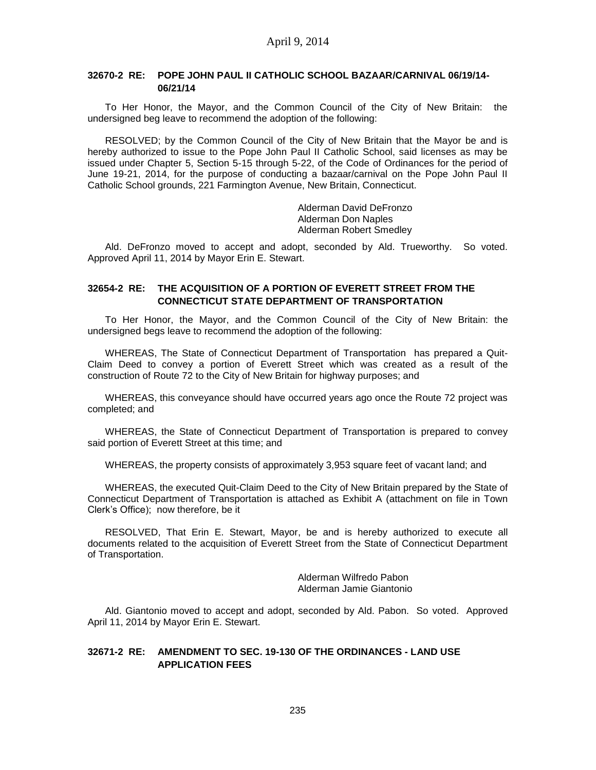**32670-2 RE: POPE JOHN PAUL II CATHOLIC SCHOOL BAZAAR/CARNIVAL 06/19/14-06/21/14**

To Her Honor, the Mayor, and the Common Council of the City of New Britain: the undersigned beg leave to recommend the adoption of the following:

RESOLVED; by the Common Council of the City of New Britain that the Mayor be and is hereby authorized to issue to the Pope John Paul II Catholic School, said licenses as may be issued under Chapter 5, Section 5-15 through 5-22, of the Code of Ordinances for the period of June 19-21, 2014, for the purpose of conducting a bazaar/carnival on the Pope John Paul II Catholic School grounds, 221 Farmington Avenue, New Britain, Connecticut.

Alderman David DeFronzo
Alderman Don Naples
Alderman Robert Smedley

Ald. DeFronzo moved to accept and adopt, seconded by Ald. Trueworthy. So voted. Approved April 11, 2014 by Mayor Erin E. Stewart.

**32654-2 RE: THE ACQUISITION OF A PORTION OF EVERETT STREET FROM THE CONNECTICUT STATE DEPARTMENT OF TRANSPORTATION**

To Her Honor, the Mayor, and the Common Council of the City of New Britain: the undersigned begs leave to recommend the adoption of the following:

WHEREAS, The State of Connecticut Department of Transportation has prepared a Quit-Claim Deed to convey a portion of Everett Street which was created as a result of the construction of Route 72 to the City of New Britain for highway purposes; and

WHEREAS, this conveyance should have occurred years ago once the Route 72 project was completed; and

WHEREAS, the State of Connecticut Department of Transportation is prepared to convey said portion of Everett Street at this time; and

WHEREAS, the property consists of approximately 3,953 square feet of vacant land; and

WHEREAS, the executed Quit-Claim Deed to the City of New Britain prepared by the State of Connecticut Department of Transportation is attached as Exhibit A (attachment on file in Town Clerk's Office); now therefore, be it

RESOLVED, That Erin E. Stewart, Mayor, be and is hereby authorized to execute all documents related to the acquisition of Everett Street from the State of Connecticut Department of Transportation.

Alderman Wilfredo Pabon
Alderman Jamie Giantonio

Ald. Giantonio moved to accept and adopt, seconded by Ald. Pabon. So voted. Approved April 11, 2014 by Mayor Erin E. Stewart.

**32671-2 RE: AMENDMENT TO SEC. 19-130 OF THE ORDINANCES - LAND USE APPLICATION FEES**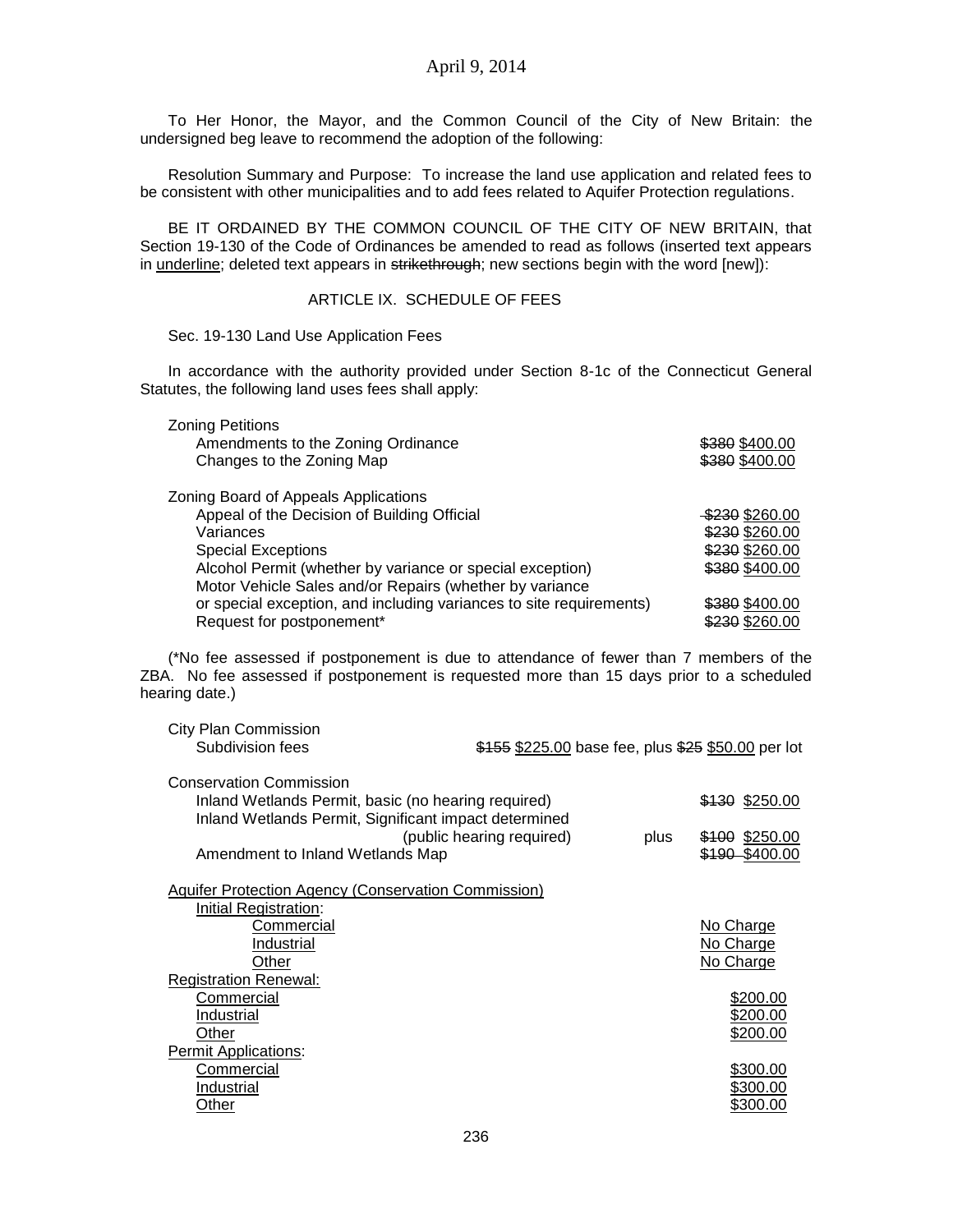To Her Honor, the Mayor, and the Common Council of the City of New Britain: the undersigned beg leave to recommend the adoption of the following:

Resolution Summary and Purpose: To increase the land use application and related fees to be consistent with other municipalities and to add fees related to Aquifer Protection regulations.

BE IT ORDAINED BY THE COMMON COUNCIL OF THE CITY OF NEW BRITAIN, that Section 19-130 of the Code of Ordinances be amended to read as follows (inserted text appears in <u>underline</u>; deleted text appears in ~~strikethrough~~; new sections begin with the word [new]):

## ARTICLE IX. SCHEDULE OF FEES

Sec. 19-130 Land Use Application Fees

In accordance with the authority provided under Section 8-1c of the Connecticut General Statutes, the following land uses fees shall apply:

| | |
|---|---|
| **Zoning Petitions** | |
| Amendments to the Zoning Ordinance | ~~$380~~ <u>$400.00</u> |
| Changes to the Zoning Map | ~~$380~~ <u>$400.00</u> |
| **Zoning Board of Appeals Applications** | |
| Appeal of the Decision of Building Official | ~~$230~~ <u>$260.00</u> |
| Variances | ~~$230~~ <u>$260.00</u> |
| Special Exceptions | ~~$230~~ <u>$260.00</u> |
| Alcohol Permit (whether by variance or special exception) | ~~$380~~ <u>$400.00</u> |
| Motor Vehicle Sales and/or Repairs (whether by variance or special exception, and including variances to site requirements) | ~~$380~~ <u>$400.00</u> |
| Request for postponement* | ~~$230~~ <u>$260.00</u> |

(*No fee assessed if postponement is due to attendance of fewer than 7 members of the ZBA. No fee assessed if postponement is requested more than 15 days prior to a scheduled hearing date.)

| | |
|---|---|
| **City Plan Commission** | |
| Subdivision fees | ~~$155~~ <u>$225.00</u> base fee, plus ~~$25~~ <u>$50.00</u> per lot |
| **Conservation Commission** | |
| Inland Wetlands Permit, basic (no hearing required) | ~~$130~~ <u>$250.00</u> |
| Inland Wetlands Permit, Significant impact determined (public hearing required) | plus ~~$100~~ <u>$250.00</u> |
| Amendment to Inland Wetlands Map | ~~$190~~ <u>$400.00</u> |
| <u>**Aquifer Protection Agency (Conservation Commission)**</u> | |
| <u>Initial Registration</u>: | |
| <u>Commercial</u> | <u>No Charge</u> |
| <u>Industrial</u> | <u>No Charge</u> |
| <u>Other</u> | <u>No Charge</u> |
| <u>Registration Renewal:</u> | |
| <u>Commercial</u> | <u>$200.00</u> |
| <u>Industrial</u> | <u>$200.00</u> |
| <u>Other</u> | <u>$200.00</u> |
| <u>Permit Applications</u>: | |
| <u>Commercial</u> | <u>$300.00</u> |
| <u>Industrial</u> | <u>$300.00</u> |
| <u>Other</u> | <u>$300.00</u> |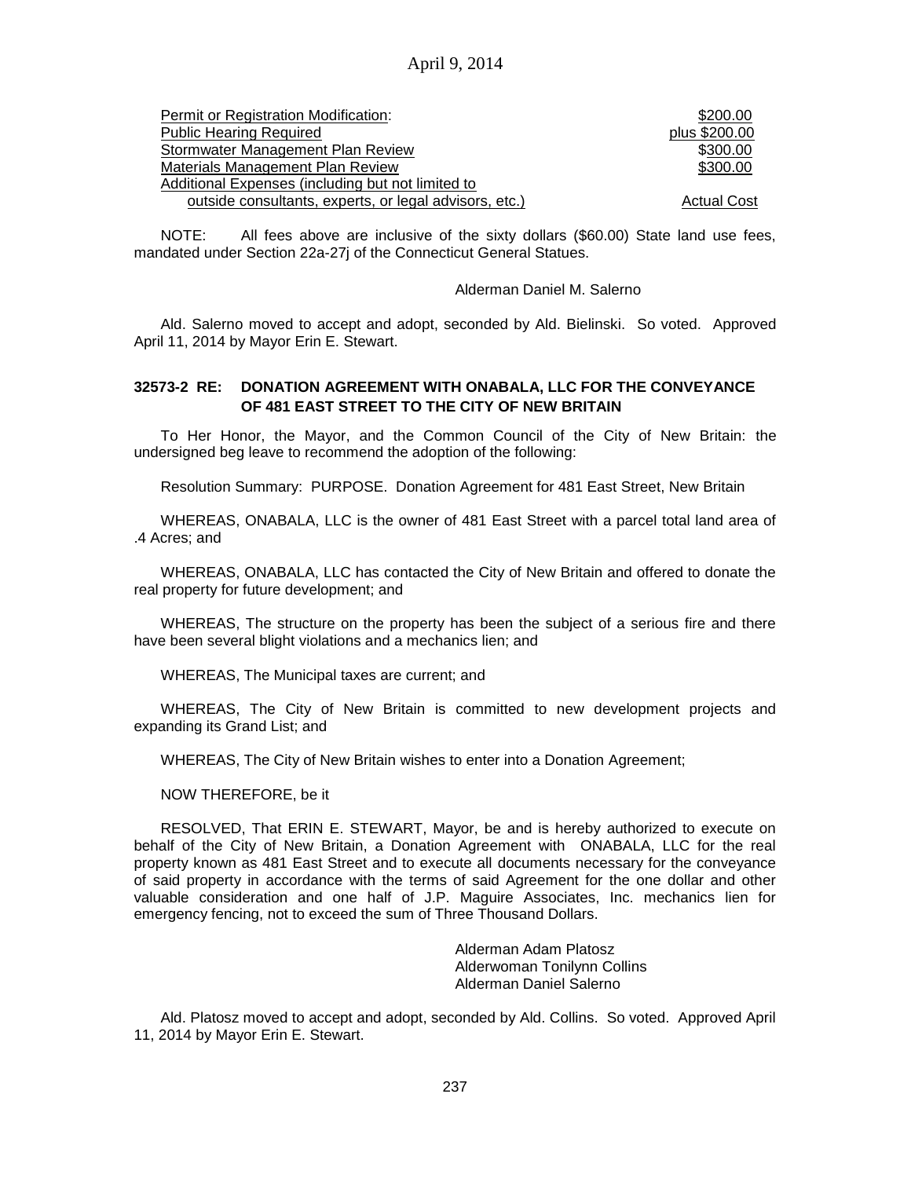| | |
|---|---|
| Permit or Registration Modification: | \$200.00 |
| Public Hearing Required | plus \$200.00 |
| Stormwater Management Plan Review | \$300.00 |
| Materials Management Plan Review | \$300.00 |
| Additional Expenses (including but not limited to outside consultants, experts, or legal advisors, etc.) | Actual Cost |

NOTE: All fees above are inclusive of the sixty dollars (\$60.00) State land use fees, mandated under Section 22a-27j of the Connecticut General Statues.

Alderman Daniel M. Salerno

Ald. Salerno moved to accept and adopt, seconded by Ald. Bielinski. So voted. Approved April 11, 2014 by Mayor Erin E. Stewart.

**32573-2 RE: DONATION AGREEMENT WITH ONABALA, LLC FOR THE CONVEYANCE OF 481 EAST STREET TO THE CITY OF NEW BRITAIN**

To Her Honor, the Mayor, and the Common Council of the City of New Britain: the undersigned beg leave to recommend the adoption of the following:

Resolution Summary: PURPOSE. Donation Agreement for 481 East Street, New Britain

WHEREAS, ONABALA, LLC is the owner of 481 East Street with a parcel total land area of .4 Acres; and

WHEREAS, ONABALA, LLC has contacted the City of New Britain and offered to donate the real property for future development; and

WHEREAS, The structure on the property has been the subject of a serious fire and there have been several blight violations and a mechanics lien; and

WHEREAS, The Municipal taxes are current; and

WHEREAS, The City of New Britain is committed to new development projects and expanding its Grand List; and

WHEREAS, The City of New Britain wishes to enter into a Donation Agreement;

NOW THEREFORE, be it

RESOLVED, That ERIN E. STEWART, Mayor, be and is hereby authorized to execute on behalf of the City of New Britain, a Donation Agreement with ONABALA, LLC for the real property known as 481 East Street and to execute all documents necessary for the conveyance of said property in accordance with the terms of said Agreement for the one dollar and other valuable consideration and one half of J.P. Maguire Associates, Inc. mechanics lien for emergency fencing, not to exceed the sum of Three Thousand Dollars.

Alderman Adam Platosz
Alderwoman Tonilynn Collins
Alderman Daniel Salerno

Ald. Platosz moved to accept and adopt, seconded by Ald. Collins. So voted. Approved April 11, 2014 by Mayor Erin E. Stewart.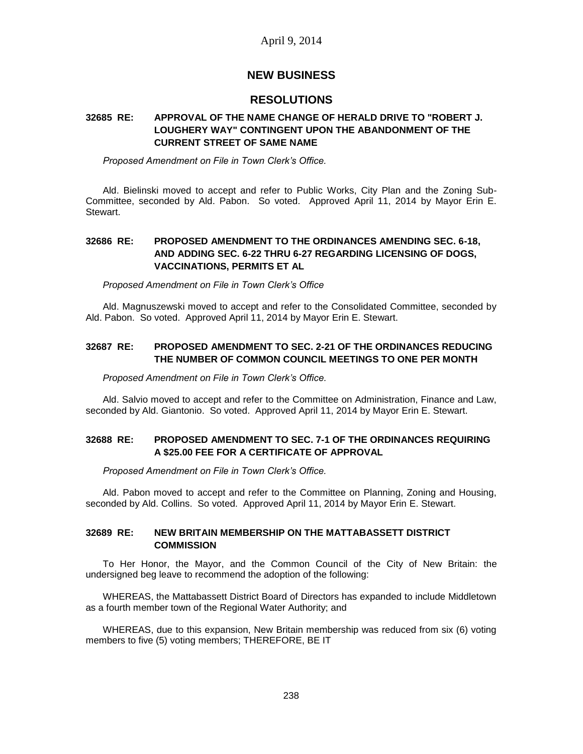## NEW BUSINESS

## RESOLUTIONS

**32685 RE: APPROVAL OF THE NAME CHANGE OF HERALD DRIVE TO "ROBERT J. LOUGHERY WAY" CONTINGENT UPON THE ABANDONMENT OF THE CURRENT STREET OF SAME NAME**

*Proposed Amendment on File in Town Clerk's Office.*

Ald. Bielinski moved to accept and refer to Public Works, City Plan and the Zoning Sub-Committee, seconded by Ald. Pabon. So voted. Approved April 11, 2014 by Mayor Erin E. Stewart.

**32686 RE: PROPOSED AMENDMENT TO THE ORDINANCES AMENDING SEC. 6-18, AND ADDING SEC. 6-22 THRU 6-27 REGARDING LICENSING OF DOGS, VACCINATIONS, PERMITS ET AL**

*Proposed Amendment on File in Town Clerk's Office*

Ald. Magnuszewski moved to accept and refer to the Consolidated Committee, seconded by Ald. Pabon. So voted. Approved April 11, 2014 by Mayor Erin E. Stewart.

**32687 RE: PROPOSED AMENDMENT TO SEC. 2-21 OF THE ORDINANCES REDUCING THE NUMBER OF COMMON COUNCIL MEETINGS TO ONE PER MONTH**

*Proposed Amendment on File in Town Clerk's Office.*

Ald. Salvio moved to accept and refer to the Committee on Administration, Finance and Law, seconded by Ald. Giantonio. So voted. Approved April 11, 2014 by Mayor Erin E. Stewart.

**32688 RE: PROPOSED AMENDMENT TO SEC. 7-1 OF THE ORDINANCES REQUIRING A $25.00 FEE FOR A CERTIFICATE OF APPROVAL**

*Proposed Amendment on File in Town Clerk's Office.*

Ald. Pabon moved to accept and refer to the Committee on Planning, Zoning and Housing, seconded by Ald. Collins. So voted. Approved April 11, 2014 by Mayor Erin E. Stewart.

**32689 RE: NEW BRITAIN MEMBERSHIP ON THE MATTABASSETT DISTRICT COMMISSION**

To Her Honor, the Mayor, and the Common Council of the City of New Britain: the undersigned beg leave to recommend the adoption of the following:

WHEREAS, the Mattabassett District Board of Directors has expanded to include Middletown as a fourth member town of the Regional Water Authority; and

WHEREAS, due to this expansion, New Britain membership was reduced from six (6) voting members to five (5) voting members; THEREFORE, BE IT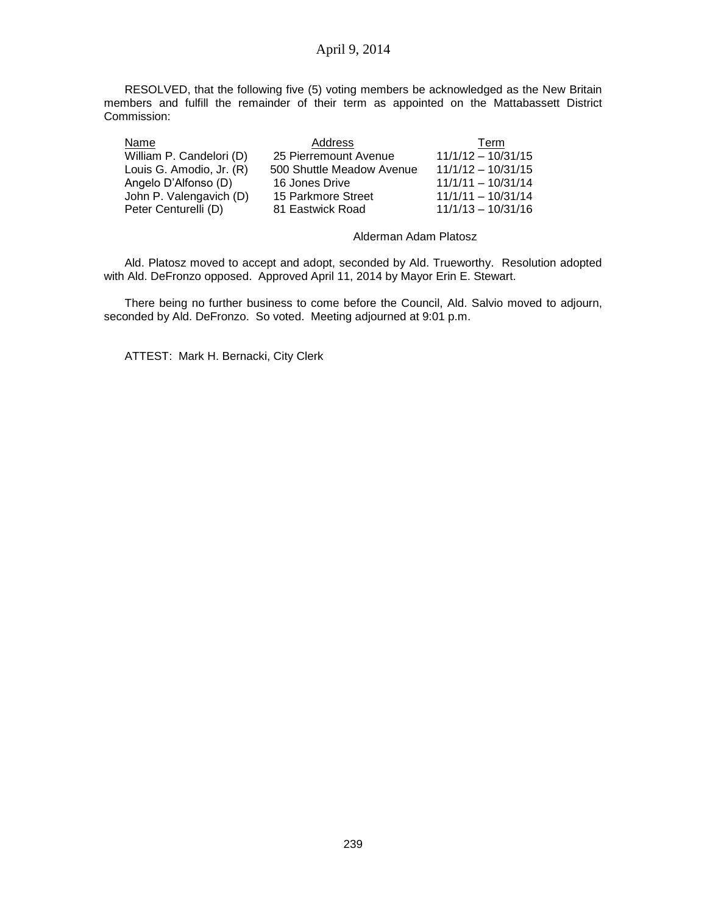RESOLVED, that the following five (5) voting members be acknowledged as the New Britain members and fulfill the remainder of their term as appointed on the Mattabassett District Commission:

| Name | Address | Term |
|---|---|---|
| William P. Candelori (D) | 25 Pierremount Avenue | 11/1/12 – 10/31/15 |
| Louis G. Amodio, Jr. (R) | 500 Shuttle Meadow Avenue | 11/1/12 – 10/31/15 |
| Angelo D'Alfonso (D) | 16 Jones Drive | 11/1/11 – 10/31/14 |
| John P. Valengavich (D) | 15 Parkmore Street | 11/1/11 – 10/31/14 |
| Peter Centurelli (D) | 81 Eastwick Road | 11/1/13 – 10/31/16 |

Alderman Adam Platosz

Ald. Platosz moved to accept and adopt, seconded by Ald. Trueworthy. Resolution adopted with Ald. DeFronzo opposed. Approved April 11, 2014 by Mayor Erin E. Stewart.

There being no further business to come before the Council, Ald. Salvio moved to adjourn, seconded by Ald. DeFronzo. So voted. Meeting adjourned at 9:01 p.m.

ATTEST: Mark H. Bernacki, City Clerk